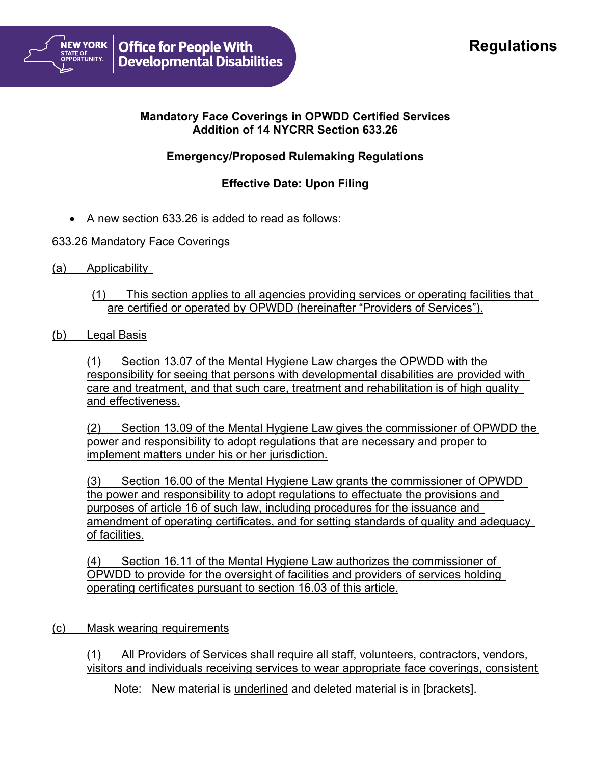Office for People With Developmental Disabilities

# Regulations

**Mandatory Face Coverings in OPWDD Certified Services**
**Addition of 14 NYCRR Section 633.26**

**Emergency/Proposed Rulemaking Regulations**

**Effective Date: Upon Filing**

- A new section 633.26 is added to read as follows:

<u>633.26 Mandatory Face Coverings</u>

<u>(a) Applicability</u>

<u>(1) This section applies to all agencies providing services or operating facilities that are certified or operated by OPWDD (hereinafter "Providers of Services").</u>

<u>(b) Legal Basis</u>

<u>(1) Section 13.07 of the Mental Hygiene Law charges the OPWDD with the responsibility for seeing that persons with developmental disabilities are provided with care and treatment, and that such care, treatment and rehabilitation is of high quality and effectiveness.</u>

<u>(2) Section 13.09 of the Mental Hygiene Law gives the commissioner of OPWDD the power and responsibility to adopt regulations that are necessary and proper to implement matters under his or her jurisdiction.</u>

<u>(3) Section 16.00 of the Mental Hygiene Law grants the commissioner of OPWDD the power and responsibility to adopt regulations to effectuate the provisions and purposes of article 16 of such law, including procedures for the issuance and amendment of operating certificates, and for setting standards of quality and adequacy of facilities.</u>

<u>(4) Section 16.11 of the Mental Hygiene Law authorizes the commissioner of OPWDD to provide for the oversight of facilities and providers of services holding operating certificates pursuant to section 16.03 of this article.</u>

<u>(c) Mask wearing requirements</u>

<u>(1) All Providers of Services shall require all staff, volunteers, contractors, vendors, visitors and individuals receiving services to wear appropriate face coverings, consistent</u>

Note: New material is <u>underlined</u> and deleted material is in [brackets].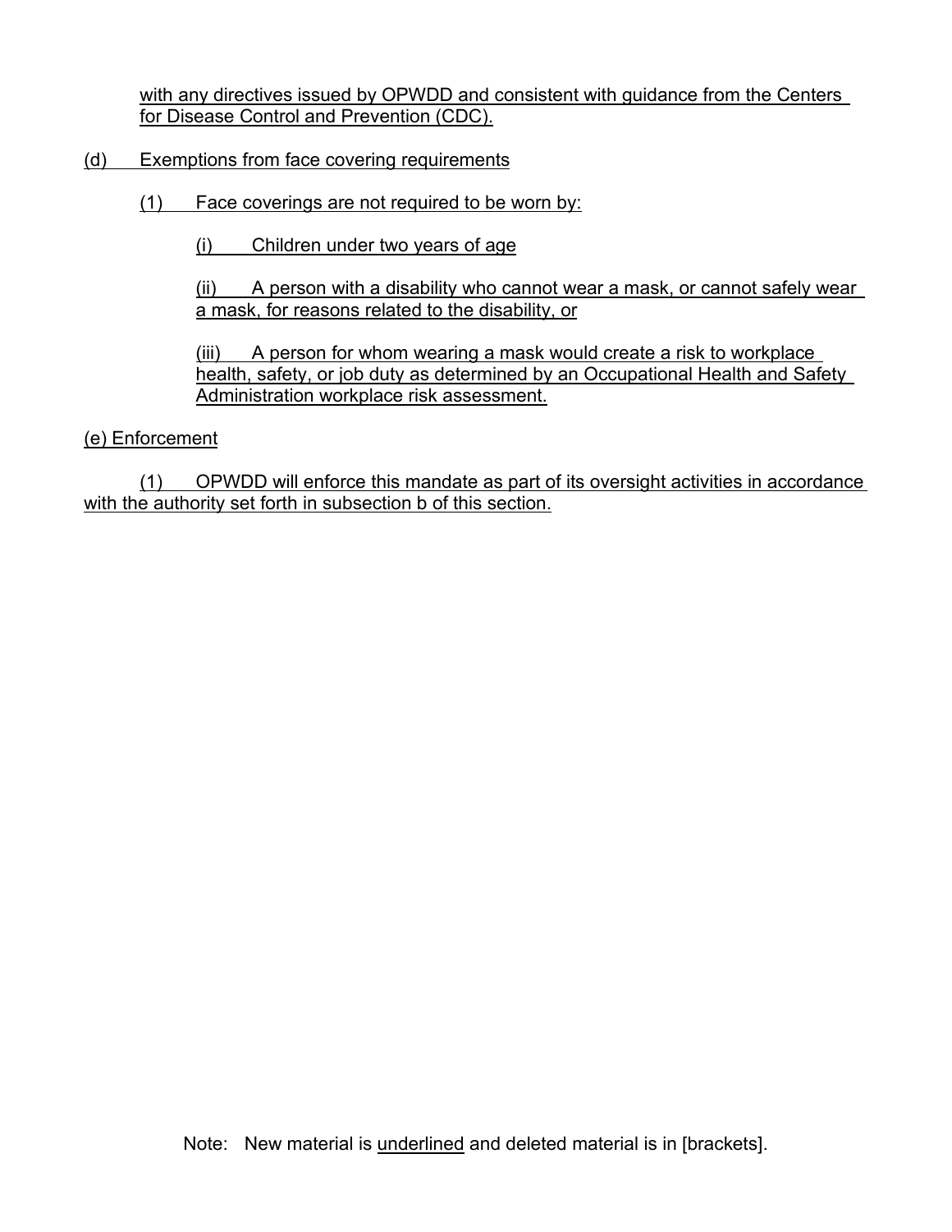<u>with any directives issued by OPWDD and consistent with guidance from the Centers for Disease Control and Prevention (CDC).</u>

<u>(d) Exemptions from face covering requirements</u>

<u>(1) Face coverings are not required to be worn by:</u>

<u>(i) Children under two years of age</u>

<u>(ii) A person with a disability who cannot wear a mask, or cannot safely wear a mask, for reasons related to the disability, or</u>

<u>(iii) A person for whom wearing a mask would create a risk to workplace health, safety, or job duty as determined by an Occupational Health and Safety Administration workplace risk assessment.</u>

<u>(e) Enforcement</u>

<u>(1) OPWDD will enforce this mandate as part of its oversight activities in accordance with the authority set forth in subsection b of this section.</u>

Note: New material is <u>underlined</u> and deleted material is in [brackets].